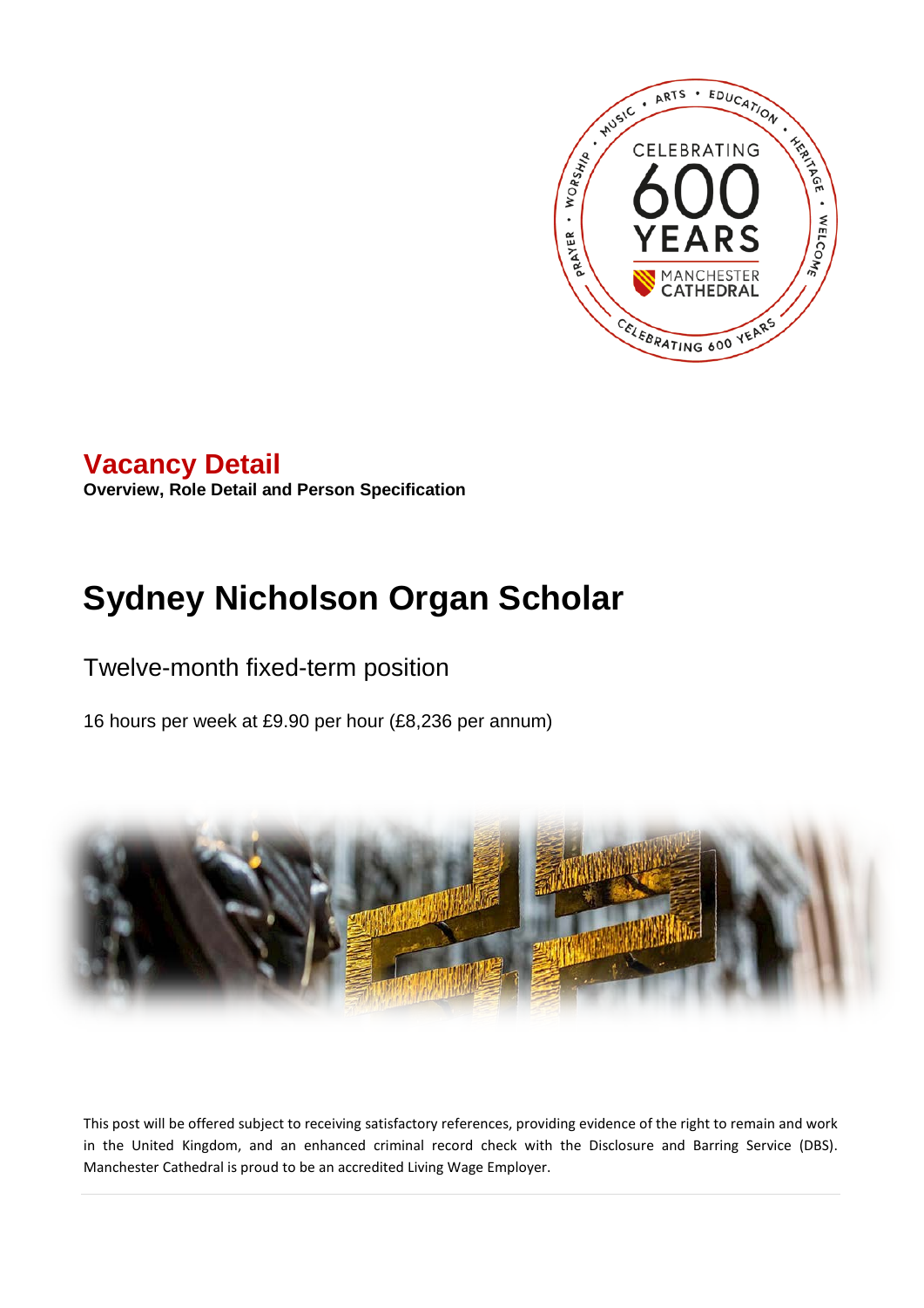## Vacancy Detail

**Overview, Role Detail and Person Specification**

# Sydney Nicholson Organ Scholar

Twelve-month fixed-term position

16 hours per week at £9.90 per hour (£8,236 per annum)

This post will be offered subject to receiving satisfactory references, providing evidence of the right to remain and work in the United Kingdom, and an enhanced criminal record check with the Disclosure and Barring Service (DBS). Manchester Cathedral is proud to be an accredited Living Wage Employer.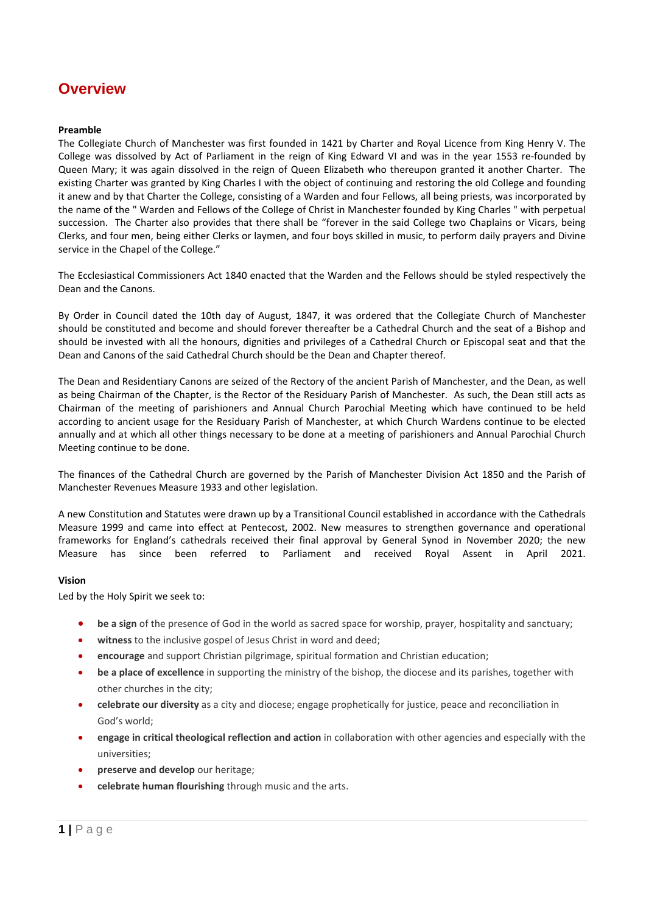# Overview

**Preamble**

The Collegiate Church of Manchester was first founded in 1421 by Charter and Royal Licence from King Henry V. The College was dissolved by Act of Parliament in the reign of King Edward VI and was in the year 1553 re-founded by Queen Mary; it was again dissolved in the reign of Queen Elizabeth who thereupon granted it another Charter. The existing Charter was granted by King Charles I with the object of continuing and restoring the old College and founding it anew and by that Charter the College, consisting of a Warden and four Fellows, all being priests, was incorporated by the name of the " Warden and Fellows of the College of Christ in Manchester founded by King Charles " with perpetual succession. The Charter also provides that there shall be "forever in the said College two Chaplains or Vicars, being Clerks, and four men, being either Clerks or laymen, and four boys skilled in music, to perform daily prayers and Divine service in the Chapel of the College."

The Ecclesiastical Commissioners Act 1840 enacted that the Warden and the Fellows should be styled respectively the Dean and the Canons.

By Order in Council dated the 10th day of August, 1847, it was ordered that the Collegiate Church of Manchester should be constituted and become and should forever thereafter be a Cathedral Church and the seat of a Bishop and should be invested with all the honours, dignities and privileges of a Cathedral Church or Episcopal seat and that the Dean and Canons of the said Cathedral Church should be the Dean and Chapter thereof.

The Dean and Residentiary Canons are seized of the Rectory of the ancient Parish of Manchester, and the Dean, as well as being Chairman of the Chapter, is the Rector of the Residuary Parish of Manchester. As such, the Dean still acts as Chairman of the meeting of parishioners and Annual Church Parochial Meeting which have continued to be held according to ancient usage for the Residuary Parish of Manchester, at which Church Wardens continue to be elected annually and at which all other things necessary to be done at a meeting of parishioners and Annual Parochial Church Meeting continue to be done.

The finances of the Cathedral Church are governed by the Parish of Manchester Division Act 1850 and the Parish of Manchester Revenues Measure 1933 and other legislation.

A new Constitution and Statutes were drawn up by a Transitional Council established in accordance with the Cathedrals Measure 1999 and came into effect at Pentecost, 2002. New measures to strengthen governance and operational frameworks for England's cathedrals received their final approval by General Synod in November 2020; the new Measure has since been referred to Parliament and received Royal Assent in April 2021.

**Vision**

Led by the Holy Spirit we seek to:

- **be a sign** of the presence of God in the world as sacred space for worship, prayer, hospitality and sanctuary;
- **witness** to the inclusive gospel of Jesus Christ in word and deed;
- **encourage** and support Christian pilgrimage, spiritual formation and Christian education;
- **be a place of excellence** in supporting the ministry of the bishop, the diocese and its parishes, together with other churches in the city;
- **celebrate our diversity** as a city and diocese; engage prophetically for justice, peace and reconciliation in God's world;
- **engage in critical theological reflection and action** in collaboration with other agencies and especially with the universities;
- **preserve and develop** our heritage;
- **celebrate human flourishing** through music and the arts.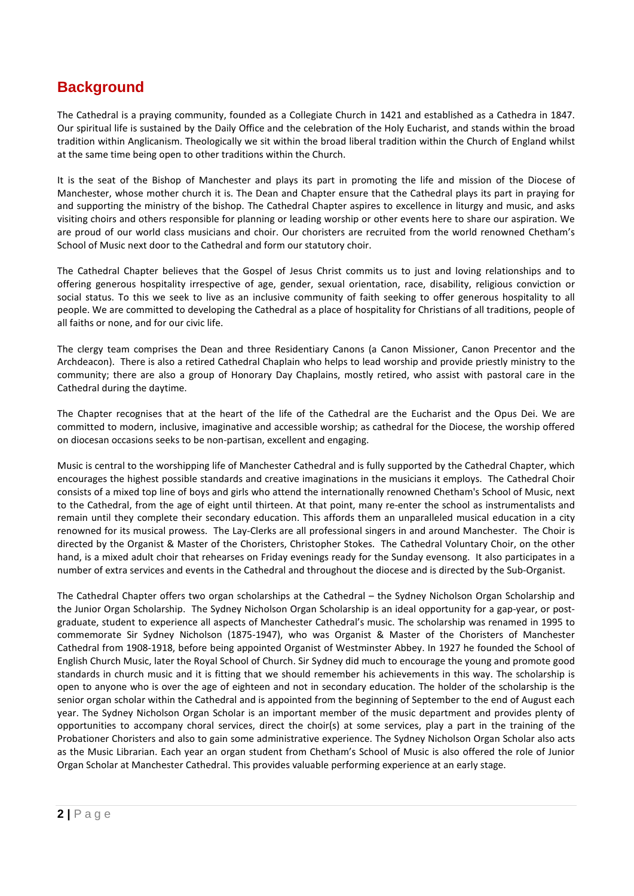## Background

The Cathedral is a praying community, founded as a Collegiate Church in 1421 and established as a Cathedra in 1847. Our spiritual life is sustained by the Daily Office and the celebration of the Holy Eucharist, and stands within the broad tradition within Anglicanism. Theologically we sit within the broad liberal tradition within the Church of England whilst at the same time being open to other traditions within the Church.

It is the seat of the Bishop of Manchester and plays its part in promoting the life and mission of the Diocese of Manchester, whose mother church it is. The Dean and Chapter ensure that the Cathedral plays its part in praying for and supporting the ministry of the bishop. The Cathedral Chapter aspires to excellence in liturgy and music, and asks visiting choirs and others responsible for planning or leading worship or other events here to share our aspiration. We are proud of our world class musicians and choir. Our choristers are recruited from the world renowned Chetham's School of Music next door to the Cathedral and form our statutory choir.

The Cathedral Chapter believes that the Gospel of Jesus Christ commits us to just and loving relationships and to offering generous hospitality irrespective of age, gender, sexual orientation, race, disability, religious conviction or social status. To this we seek to live as an inclusive community of faith seeking to offer generous hospitality to all people. We are committed to developing the Cathedral as a place of hospitality for Christians of all traditions, people of all faiths or none, and for our civic life.

The clergy team comprises the Dean and three Residentiary Canons (a Canon Missioner, Canon Precentor and the Archdeacon). There is also a retired Cathedral Chaplain who helps to lead worship and provide priestly ministry to the community; there are also a group of Honorary Day Chaplains, mostly retired, who assist with pastoral care in the Cathedral during the daytime.

The Chapter recognises that at the heart of the life of the Cathedral are the Eucharist and the Opus Dei. We are committed to modern, inclusive, imaginative and accessible worship; as cathedral for the Diocese, the worship offered on diocesan occasions seeks to be non-partisan, excellent and engaging.

Music is central to the worshipping life of Manchester Cathedral and is fully supported by the Cathedral Chapter, which encourages the highest possible standards and creative imaginations in the musicians it employs. The Cathedral Choir consists of a mixed top line of boys and girls who attend the internationally renowned Chetham's School of Music, next to the Cathedral, from the age of eight until thirteen. At that point, many re-enter the school as instrumentalists and remain until they complete their secondary education. This affords them an unparalleled musical education in a city renowned for its musical prowess. The Lay-Clerks are all professional singers in and around Manchester. The Choir is directed by the Organist & Master of the Choristers, Christopher Stokes. The Cathedral Voluntary Choir, on the other hand, is a mixed adult choir that rehearses on Friday evenings ready for the Sunday evensong. It also participates in a number of extra services and events in the Cathedral and throughout the diocese and is directed by the Sub-Organist.

The Cathedral Chapter offers two organ scholarships at the Cathedral – the Sydney Nicholson Organ Scholarship and the Junior Organ Scholarship. The Sydney Nicholson Organ Scholarship is an ideal opportunity for a gap-year, or post-graduate, student to experience all aspects of Manchester Cathedral's music. The scholarship was renamed in 1995 to commemorate Sir Sydney Nicholson (1875-1947), who was Organist & Master of the Choristers of Manchester Cathedral from 1908-1918, before being appointed Organist of Westminster Abbey. In 1927 he founded the School of English Church Music, later the Royal School of Church. Sir Sydney did much to encourage the young and promote good standards in church music and it is fitting that we should remember his achievements in this way. The scholarship is open to anyone who is over the age of eighteen and not in secondary education. The holder of the scholarship is the senior organ scholar within the Cathedral and is appointed from the beginning of September to the end of August each year. The Sydney Nicholson Organ Scholar is an important member of the music department and provides plenty of opportunities to accompany choral services, direct the choir(s) at some services, play a part in the training of the Probationer Choristers and also to gain some administrative experience. The Sydney Nicholson Organ Scholar also acts as the Music Librarian. Each year an organ student from Chetham's School of Music is also offered the role of Junior Organ Scholar at Manchester Cathedral. This provides valuable performing experience at an early stage.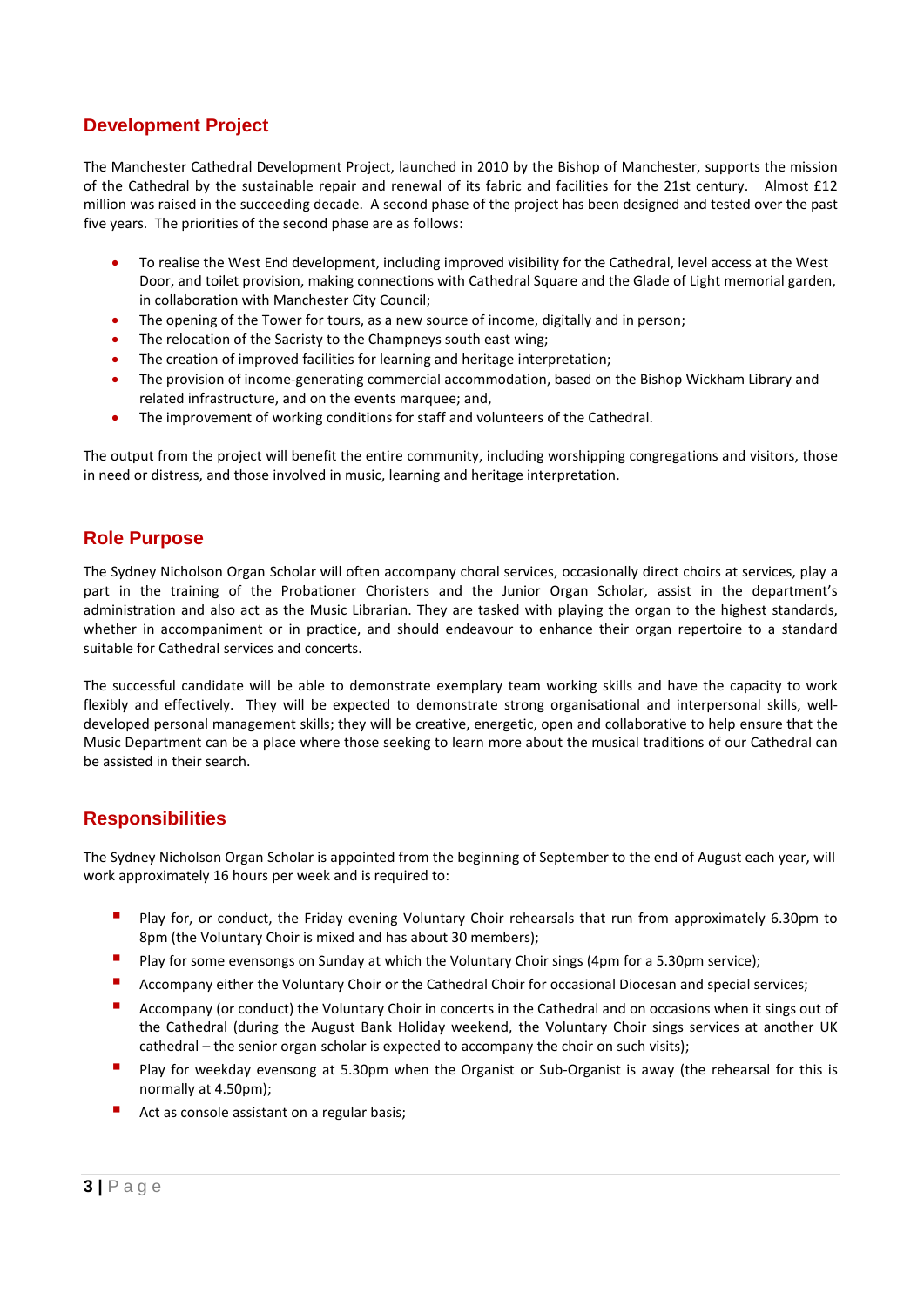## Development Project

The Manchester Cathedral Development Project, launched in 2010 by the Bishop of Manchester, supports the mission of the Cathedral by the sustainable repair and renewal of its fabric and facilities for the 21st century. Almost £12 million was raised in the succeeding decade. A second phase of the project has been designed and tested over the past five years. The priorities of the second phase are as follows:

- To realise the West End development, including improved visibility for the Cathedral, level access at the West Door, and toilet provision, making connections with Cathedral Square and the Glade of Light memorial garden, in collaboration with Manchester City Council;
- The opening of the Tower for tours, as a new source of income, digitally and in person;
- The relocation of the Sacristy to the Champneys south east wing;
- The creation of improved facilities for learning and heritage interpretation;
- The provision of income-generating commercial accommodation, based on the Bishop Wickham Library and related infrastructure, and on the events marquee; and,
- The improvement of working conditions for staff and volunteers of the Cathedral.

The output from the project will benefit the entire community, including worshipping congregations and visitors, those in need or distress, and those involved in music, learning and heritage interpretation.

## Role Purpose

The Sydney Nicholson Organ Scholar will often accompany choral services, occasionally direct choirs at services, play a part in the training of the Probationer Choristers and the Junior Organ Scholar, assist in the department's administration and also act as the Music Librarian. They are tasked with playing the organ to the highest standards, whether in accompaniment or in practice, and should endeavour to enhance their organ repertoire to a standard suitable for Cathedral services and concerts.

The successful candidate will be able to demonstrate exemplary team working skills and have the capacity to work flexibly and effectively. They will be expected to demonstrate strong organisational and interpersonal skills, well-developed personal management skills; they will be creative, energetic, open and collaborative to help ensure that the Music Department can be a place where those seeking to learn more about the musical traditions of our Cathedral can be assisted in their search.

## Responsibilities

The Sydney Nicholson Organ Scholar is appointed from the beginning of September to the end of August each year, will work approximately 16 hours per week and is required to:

- Play for, or conduct, the Friday evening Voluntary Choir rehearsals that run from approximately 6.30pm to 8pm (the Voluntary Choir is mixed and has about 30 members);
- Play for some evensongs on Sunday at which the Voluntary Choir sings (4pm for a 5.30pm service);
- Accompany either the Voluntary Choir or the Cathedral Choir for occasional Diocesan and special services;
- Accompany (or conduct) the Voluntary Choir in concerts in the Cathedral and on occasions when it sings out of the Cathedral (during the August Bank Holiday weekend, the Voluntary Choir sings services at another UK cathedral – the senior organ scholar is expected to accompany the choir on such visits);
- Play for weekday evensong at 5.30pm when the Organist or Sub-Organist is away (the rehearsal for this is normally at 4.50pm);
- Act as console assistant on a regular basis;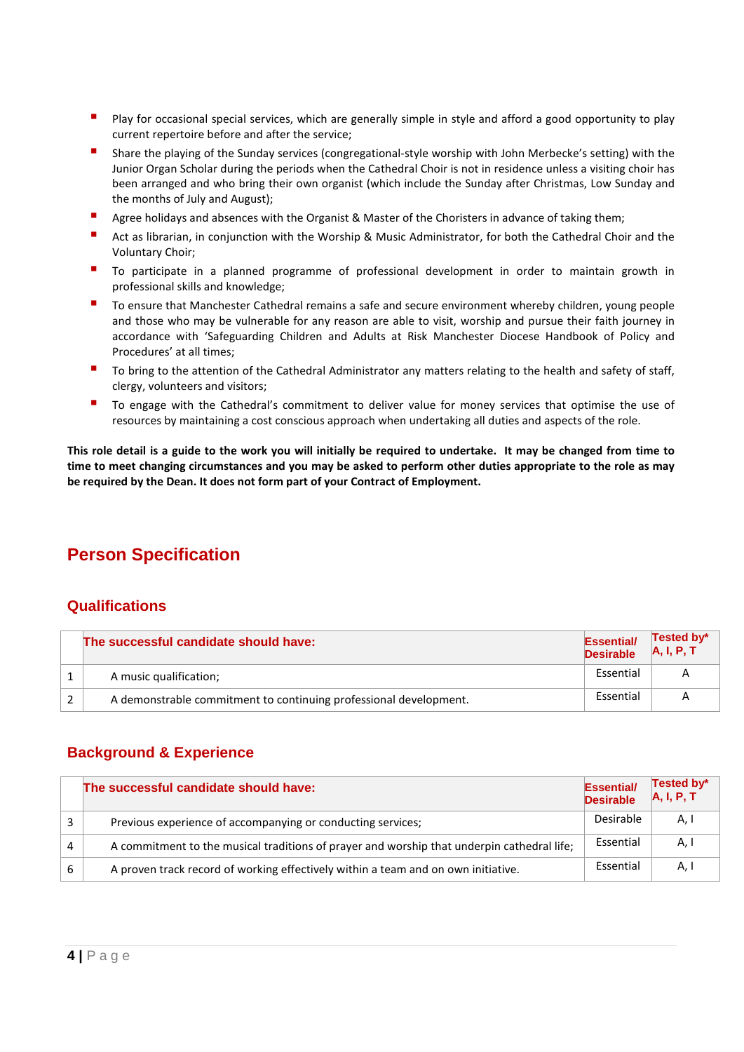- Play for occasional special services, which are generally simple in style and afford a good opportunity to play current repertoire before and after the service;
- Share the playing of the Sunday services (congregational-style worship with John Merbecke's setting) with the Junior Organ Scholar during the periods when the Cathedral Choir is not in residence unless a visiting choir has been arranged and who bring their own organist (which include the Sunday after Christmas, Low Sunday and the months of July and August);
- Agree holidays and absences with the Organist & Master of the Choristers in advance of taking them;
- Act as librarian, in conjunction with the Worship & Music Administrator, for both the Cathedral Choir and the Voluntary Choir;
- To participate in a planned programme of professional development in order to maintain growth in professional skills and knowledge;
- To ensure that Manchester Cathedral remains a safe and secure environment whereby children, young people and those who may be vulnerable for any reason are able to visit, worship and pursue their faith journey in accordance with 'Safeguarding Children and Adults at Risk Manchester Diocese Handbook of Policy and Procedures' at all times;
- To bring to the attention of the Cathedral Administrator any matters relating to the health and safety of staff, clergy, volunteers and visitors;
- To engage with the Cathedral's commitment to deliver value for money services that optimise the use of resources by maintaining a cost conscious approach when undertaking all duties and aspects of the role.

**This role detail is a guide to the work you will initially be required to undertake. It may be changed from time to time to meet changing circumstances and you may be asked to perform other duties appropriate to the role as may be required by the Dean. It does not form part of your Contract of Employment.**

# Person Specification

## Qualifications

| | The successful candidate should have: | Essential/ Desirable | Tested by* A, I, P, T |
|---|---|---|---|
| 1 | A music qualification; | Essential | A |
| 2 | A demonstrable commitment to continuing professional development. | Essential | A |

## Background & Experience

| | The successful candidate should have: | Essential/ Desirable | Tested by* A, I, P, T |
|---|---|---|---|
| 3 | Previous experience of accompanying or conducting services; | Desirable | A, I |
| 4 | A commitment to the musical traditions of prayer and worship that underpin cathedral life; | Essential | A, I |
| 6 | A proven track record of working effectively within a team and on own initiative. | Essential | A, I |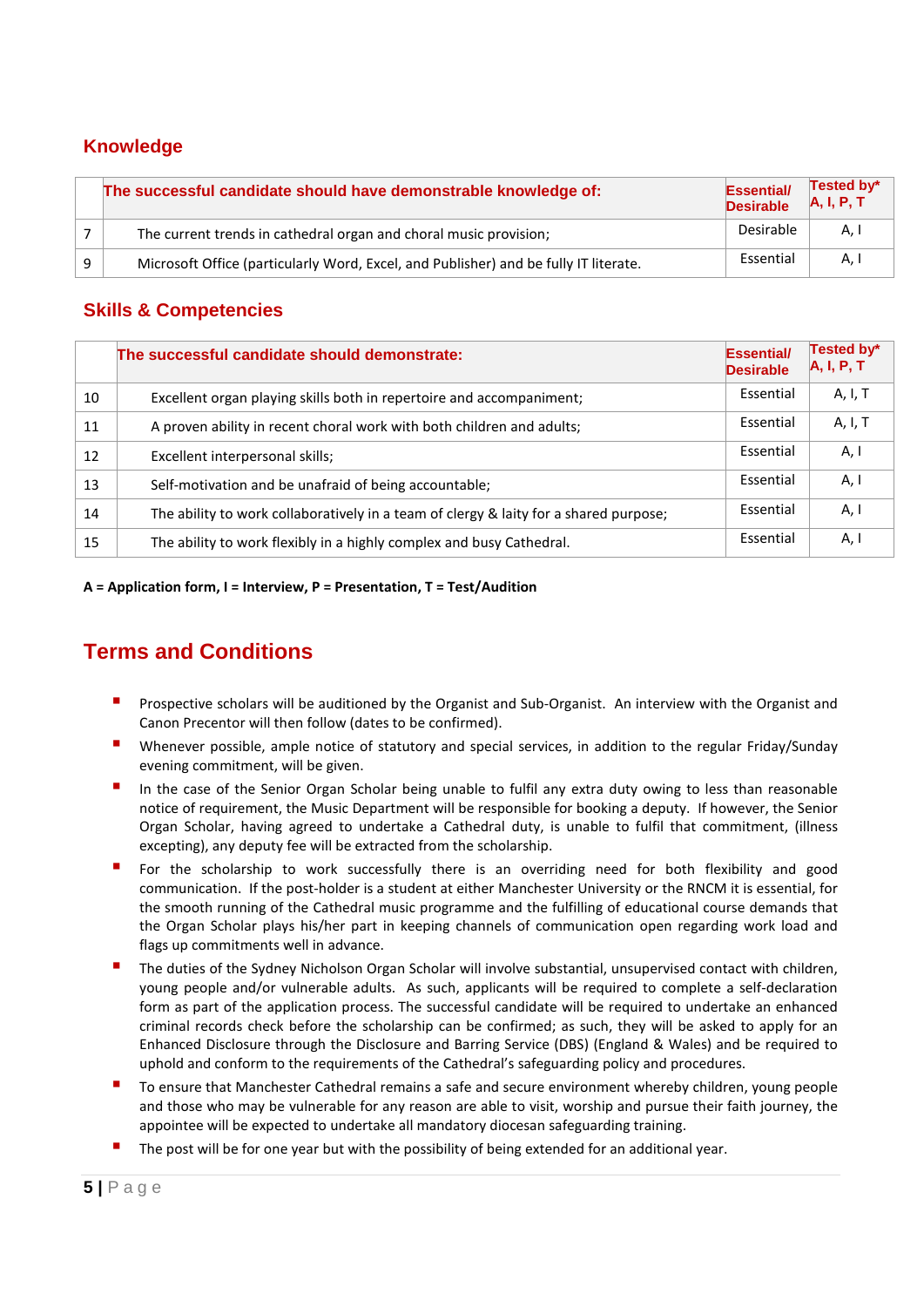## Knowledge

| | The successful candidate should have demonstrable knowledge of: | Essential/ Desirable | Tested by* A, I, P, T |
|---|---|---|---|
| 7 | The current trends in cathedral organ and choral music provision; | Desirable | A, I |
| 9 | Microsoft Office (particularly Word, Excel, and Publisher) and be fully IT literate. | Essential | A, I |

## Skills & Competencies

| | The successful candidate should demonstrate: | Essential/ Desirable | Tested by* A, I, P, T |
|---|---|---|---|
| 10 | Excellent organ playing skills both in repertoire and accompaniment; | Essential | A, I, T |
| 11 | A proven ability in recent choral work with both children and adults; | Essential | A, I, T |
| 12 | Excellent interpersonal skills; | Essential | A, I |
| 13 | Self-motivation and be unafraid of being accountable; | Essential | A, I |
| 14 | The ability to work collaboratively in a team of clergy & laity for a shared purpose; | Essential | A, I |
| 15 | The ability to work flexibly in a highly complex and busy Cathedral. | Essential | A, I |

**A = Application form, I = Interview, P = Presentation, T = Test/Audition**

# Terms and Conditions

- Prospective scholars will be auditioned by the Organist and Sub-Organist. An interview with the Organist and Canon Precentor will then follow (dates to be confirmed).
- Whenever possible, ample notice of statutory and special services, in addition to the regular Friday/Sunday evening commitment, will be given.
- In the case of the Senior Organ Scholar being unable to fulfil any extra duty owing to less than reasonable notice of requirement, the Music Department will be responsible for booking a deputy. If however, the Senior Organ Scholar, having agreed to undertake a Cathedral duty, is unable to fulfil that commitment, (illness excepting), any deputy fee will be extracted from the scholarship.
- For the scholarship to work successfully there is an overriding need for both flexibility and good communication. If the post-holder is a student at either Manchester University or the RNCM it is essential, for the smooth running of the Cathedral music programme and the fulfilling of educational course demands that the Organ Scholar plays his/her part in keeping channels of communication open regarding work load and flags up commitments well in advance.
- The duties of the Sydney Nicholson Organ Scholar will involve substantial, unsupervised contact with children, young people and/or vulnerable adults. As such, applicants will be required to complete a self-declaration form as part of the application process. The successful candidate will be required to undertake an enhanced criminal records check before the scholarship can be confirmed; as such, they will be asked to apply for an Enhanced Disclosure through the Disclosure and Barring Service (DBS) (England & Wales) and be required to uphold and conform to the requirements of the Cathedral's safeguarding policy and procedures.
- To ensure that Manchester Cathedral remains a safe and secure environment whereby children, young people and those who may be vulnerable for any reason are able to visit, worship and pursue their faith journey, the appointee will be expected to undertake all mandatory diocesan safeguarding training.
- The post will be for one year but with the possibility of being extended for an additional year.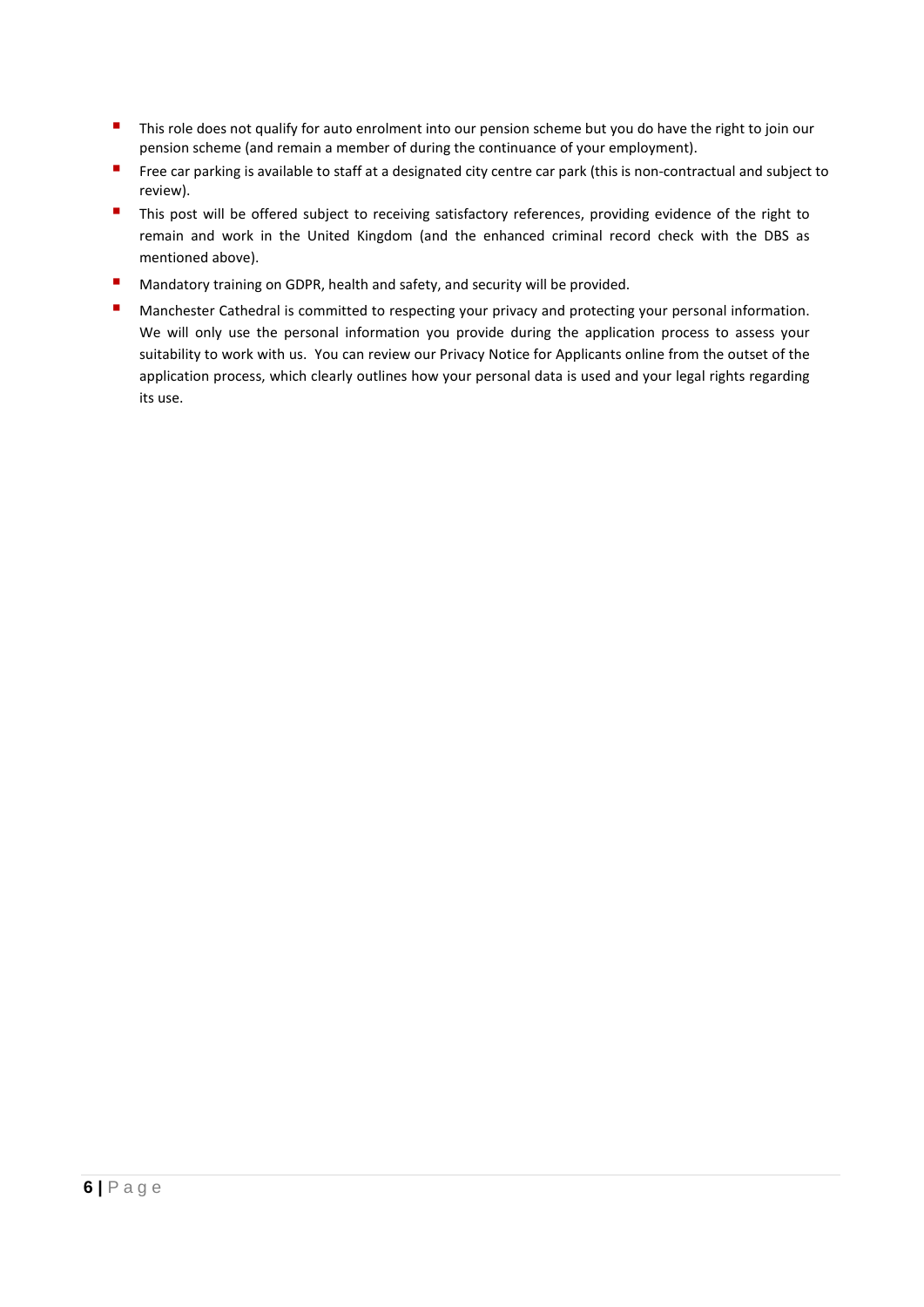- This role does not qualify for auto enrolment into our pension scheme but you do have the right to join our pension scheme (and remain a member of during the continuance of your employment).
- Free car parking is available to staff at a designated city centre car park (this is non-contractual and subject to review).
- This post will be offered subject to receiving satisfactory references, providing evidence of the right to remain and work in the United Kingdom (and the enhanced criminal record check with the DBS as mentioned above).
- Mandatory training on GDPR, health and safety, and security will be provided.
- Manchester Cathedral is committed to respecting your privacy and protecting your personal information. We will only use the personal information you provide during the application process to assess your suitability to work with us. You can review our Privacy Notice for Applicants online from the outset of the application process, which clearly outlines how your personal data is used and your legal rights regarding its use.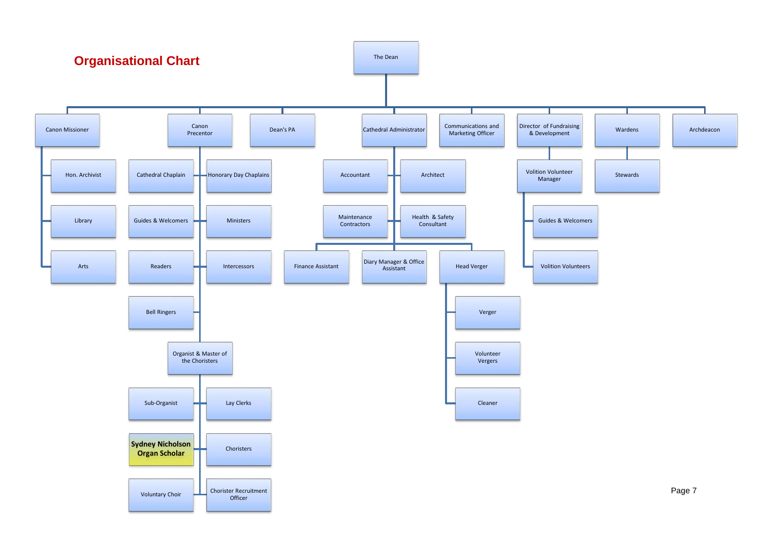# Organisational Chart

The Dean

Canon Missioner

Hon. Archivist

Library

Arts

Canon Precentor

Cathedral Chaplain

Honorary Day Chaplains

Guides & Welcomers

Ministers

Readers

Intercessors

Bell Ringers

Organist & Master of the Choristers

Sub-Organist

Lay Clerks

**Sydney Nicholson Organ Scholar**

Choristers

Voluntary Choir

Chorister Recruitment Officer

Dean's PA

Cathedral Administrator

Accountant

Architect

Maintenance Contractors

Health & Safety Consultant

Finance Assistant

Diary Manager & Office Assistant

Head Verger

Verger

Volunteer Vergers

Cleaner

Communications and Marketing Officer

Director of Fundraising & Development

Volition Volunteer Manager

Guides & Welcomers

Volition Volunteers

Wardens

Stewards

Archdeacon